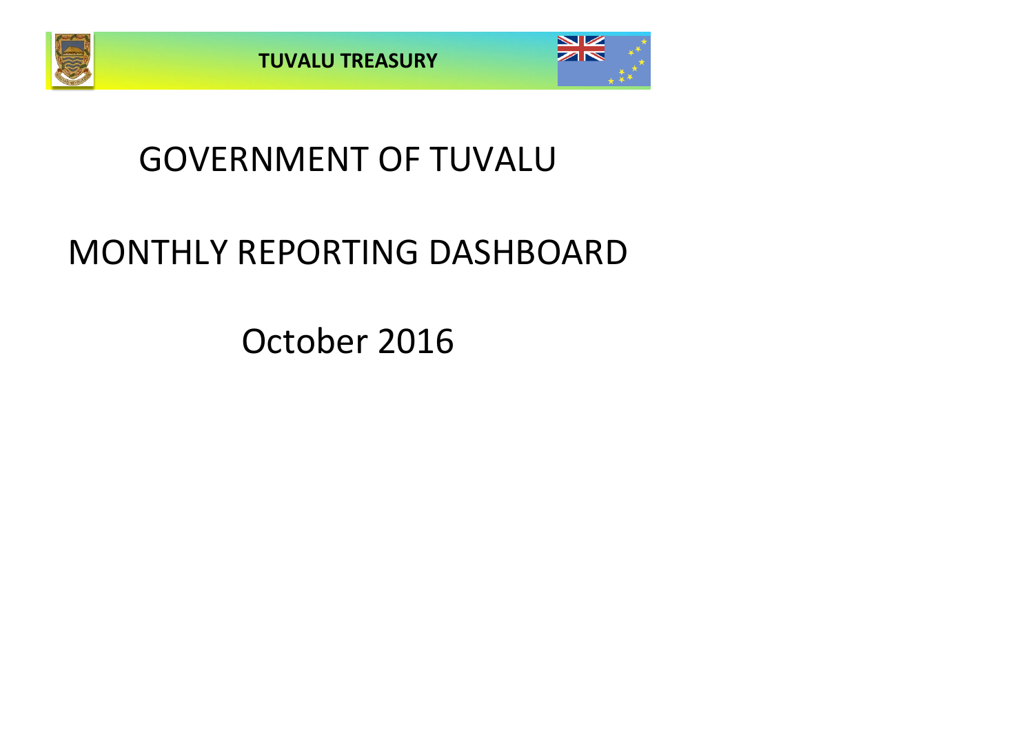**TUVALU TREASURY**

# GOVERNMENT OF TUVALU

# MONTHLY REPORTING DASHBOARD

## October 2016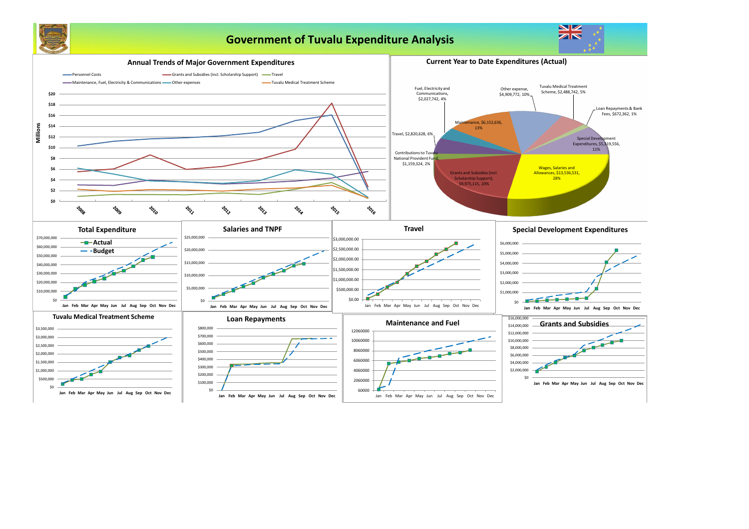# Government of Tuvalu Expenditure Analysis

## Annual Trends of Major Government Expenditures

Personnel Costs | Grants and Subsidies (incl. Scholarship Support) | Travel | Maintenance, Fuel, Electricity & Communications | Other expenses | Tuvalu Medical Treatment Scheme

Millions: $0, $2, $4, $6, $8, $10, $12, $14, $16, $18, $20

2008, 2009, 2010, 2011, 2012, 2013, 2014, 2015, 2016

## Current Year to Date Expenditures (Actual)

- Wages, Salaries and Allowances, $13,536,531, 28%
- Grants and Subsidies (incl. Scholarship Support), $9,975,115, 20%
- Contributions to Tuvalu National Provident Fund, $1,159,324, 2%
- Travel, $2,820,628, 6%
- Fuel, Electricity and Communications, $2,027,742, 4%
- Maintenance, $6,152,636, 13%
- Other expense, $4,909,772, 10%
- Tuvalu Medical Treatment Scheme, $2,488,742, 5%
- Loan Repayments & Bank Fees, $672,362, 1%
- Special Development Expenditures, $5,319,556, 11%

## Total Expenditure

Actual / Budget

$0 – $70,000,000; Jan Feb Mar Apr May Jun Jul Aug Sep Oct Nov Dec

## Salaries and TNPF

$0 – $25,000,000; Jan Feb Mar Apr May Jun Jul Aug Sep Oct Nov Dec

## Travel

$0.00 – $3,000,000.00; Jan Feb Mar Apr May Jun Jul Aug Sep Oct Nov Dec

## Special Development Expenditures

$0 – $6,000,000; Jan Feb Mar Apr May Jun Jul Aug Sep Oct Nov Dec

## Tuvalu Medical Treatment Scheme

$0 – $3,500,000; Jan Feb Mar Apr May Jun Jul Aug Sep Oct Nov Dec

## Loan Repayments

$0 – $800,000; Jan Feb Mar Apr May Jun Jul Aug Sep Oct Nov Dec

## Maintenance and Fuel

60000 – 12060000; Jan Feb Mar Apr May Jun Jul Aug Sep Oct Nov Dec

## Grants and Subsidies

$0 – $16,000,000; Jan Feb Mar Apr May Jun Jul Aug Sep Oct Nov Dec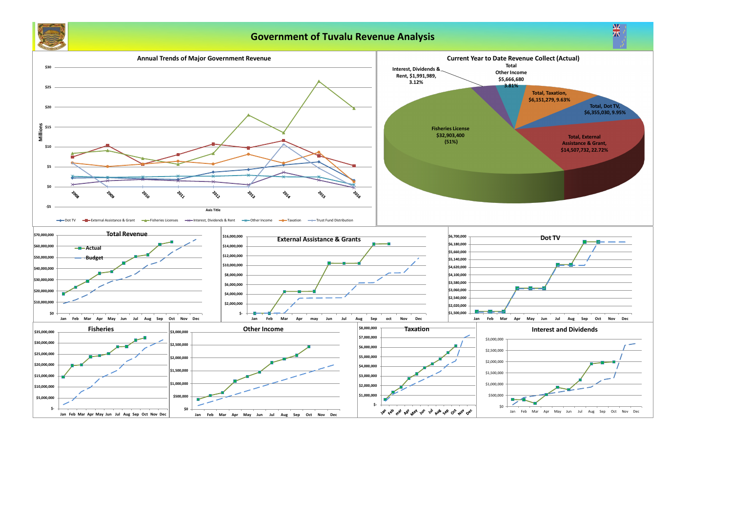# Government of Tuvalu Revenue Analysis

## Annual Trends of Major Government Revenue

Millions

$30
$25
$20
$15
$10
$5
$0
-$5

2008 2009 2010 2011 2012 2013 2014 2015 2016

Axis Title

Dot TV · External Assistance & Grant · Fisheries Licenses · Interest, Dividends & Rent · Other Income · Taxation · Trust Fund Distribution

## Current Year to Date Revenue Collect (Actual)

- Interest, Dividends & Rent, $1,991,989, 3.12%
- Total Other Income $5,666,680 3.81%
- Total, Taxation, $6,151,279, 9.63%
- Total, Dot TV, $6,355,030, 9.95%
- Total, External Assistance & Grant, $14,507,732, 22.72%
- Fisheries License $32,903,400 (51%)

## Total Revenue

Actual
Budget

$70,000,000 · $60,000,000 · $50,000,000 · $40,000,000 · $30,000,000 · $20,000,000 · $10,000,000 · $0

Jan Feb Mar Apr May Jun Jul Aug Sep Oct Nov Dec

## External Assistance & Grants

$16,000,000 · $14,000,000 · $12,000,000 · $10,000,000 · $8,000,000 · $6,000,000 · $4,000,000 · $2,000,000 · $-

Jan Feb Mar Apr may Jun Jul Aug Sep oct Nov Dec

## Dot TV

$6,700,000 · $6,180,000 · $5,660,000 · $5,140,000 · $4,620,000 · $4,100,000 · $3,580,000 · $3,060,000 · $2,540,000 · $2,020,000 · $1,500,000

Jan Feb Mar Apr May Jun Jul Aug Sep Oct Nov Dec

## Fisheries

$35,000,000 · $30,000,000 · $25,000,000 · $20,000,000 · $15,000,000 · $10,000,000 · $5,000,000 · $-

Jan Feb Mar Apr May Jun Jul Aug Sep Oct Nov Dec

## Other Income

$3,000,000 · $2,500,000 · $2,000,000 · $1,500,000 · $1,000,000 · $500,000 · $0

Jan Feb Mar Apr May Jun Jul Aug Sep Oct Nov Dec

## Taxation

$8,000,000 · $7,000,000 · $6,000,000 · $5,000,000 · $4,000,000 · $3,000,000 · $2,000,000 · $1,000,000 · $-

Jan Feb mar Apr May Jun Jul Aug Sep Oct Nov Dec

## Interest and Dividends

$3,000,000 · $2,500,000 · $2,000,000 · $1,500,000 · $1,000,000 · $500,000 · $0

Jan Feb Mar Apr May Jun Jul Aug Sep Oct Nov Dec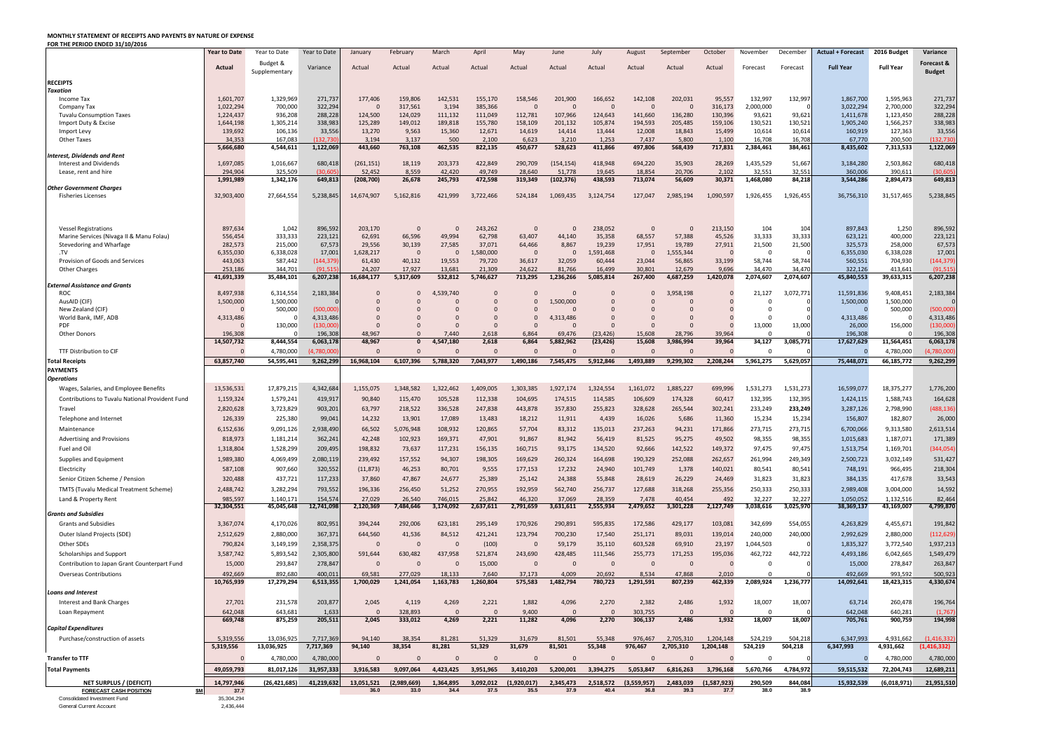**MONTHLY STATEMENT OF RECEIPTS AND PAYENTS BY NATURE OF EXPENSE**
**FOR THE PERIOD ENDED 31/10/2016**

| | Year to Date | Year to Date | Year to Date | January | February | March | April | May | June | July | August | September | October | November | December | Actual + Forecast | 2016 Budget | Variance |
|---|---|---|---|---|---|---|---|---|---|---|---|---|---|---|---|---|---|---|
| | Actual | Budget & Supplementary | Variance | Actual | Actual | Actual | Actual | Actual | Actual | Actual | Actual | Actual | Actual | Forecast | Forecast | Full Year | Full Year | Forecast & Budget |
| **RECEIPTS** | | | | | | | | | | | | | | | | | | |
| ***Taxation*** | | | | | | | | | | | | | | | | | | |
| Income Tax | 1,601,707 | 1,329,969 | 271,737 | 177,406 | 159,806 | 142,531 | 155,170 | 158,546 | 201,900 | 166,652 | 142,108 | 202,031 | 95,557 | 132,997 | 132,997 | 1,867,700 | 1,595,963 | 271,737 |
| Company Tax | 1,022,294 | 700,000 | 322,294 | 0 | 317,561 | 3,194 | 385,366 | 0 | 0 | 0 | 0 | 0 | 316,173 | 2,000,000 | 0 | 3,022,294 | 2,700,000 | 322,294 |
| Tuvalu Consumption Taxes | 1,224,437 | 936,208 | 288,228 | 124,500 | 124,029 | 111,132 | 111,049 | 112,781 | 107,966 | 124,643 | 141,660 | 136,280 | 130,396 | 93,621 | 93,621 | 1,411,678 | 1,123,450 | 288,228 |
| Import Duty & Excise | 1,644,198 | 1,305,214 | 338,983 | 125,289 | 149,012 | 189,818 | 155,780 | 158,109 | 201,132 | 105,874 | 194,593 | 205,485 | 159,106 | 130,521 | 130,521 | 1,905,240 | 1,566,257 | 338,983 |
| Import Levy | 139,692 | 106,136 | 33,556 | 13,270 | 9,563 | 15,360 | 12,671 | 14,619 | 14,414 | 13,444 | 12,008 | 18,843 | 15,499 | 10,614 | 10,614 | 160,919 | 127,363 | 33,556 |
| Other Taxes | 34,353 | 167,083 | (132,730) | 3,194 | 3,137 | 500 | 2,100 | 6,623 | 3,210 | 1,253 | 7,437 | 5,800 | 1,100 | 16,708 | 16,708 | 67,770 | 200,500 | (132,730) |
| | 5,666,680 | 4,544,611 | 1,122,069 | 443,660 | 763,108 | 462,535 | 822,135 | 450,677 | 528,623 | 411,866 | 497,806 | 568,439 | 717,831 | 2,384,461 | 384,461 | 8,435,602 | 7,313,533 | 1,122,069 |
| ***Interest, Dividends and Rent*** | | | | | | | | | | | | | | | | | | |
| Interest and Dividends | 1,697,085 | 1,016,667 | 680,418 | (261,151) | 18,119 | 203,373 | 422,849 | 290,709 | (154,154) | 418,948 | 694,220 | 35,903 | 28,269 | 1,435,529 | 51,667 | 3,184,280 | 2,503,862 | 680,418 |
| Lease, rent and hire | 294,904 | 325,509 | (30,605) | 52,452 | 8,559 | 42,420 | 49,749 | 28,640 | 51,778 | 19,645 | 18,854 | 20,706 | 2,102 | 32,551 | 32,551 | 360,006 | 390,611 | (30,605) |
| | 1,991,989 | 1,342,176 | 649,813 | (208,700) | 26,678 | 245,793 | 472,598 | 319,349 | (102,376) | 438,593 | 713,074 | 56,609 | 30,371 | 1,468,080 | 84,218 | 3,544,286 | 2,894,473 | 649,813 |
| ***Other Government Charges*** | | | | | | | | | | | | | | | | | | |
| Fisheries Licenses | 32,903,400 | 27,664,554 | 5,238,845 | 14,674,907 | 5,162,816 | 421,999 | 3,722,466 | 524,184 | 1,069,435 | 3,124,754 | 127,047 | 2,985,194 | 1,090,597 | 1,926,455 | 1,926,455 | 36,756,310 | 31,517,465 | 5,238,845 |
| Vessel Registrations | 897,634 | 1,042 | 896,592 | 203,170 | 0 | 0 | 243,262 | 0 | 0 | 238,052 | 0 | 0 | 213,150 | 104 | 104 | 897,843 | 1,250 | 896,592 |
| Marine Services (Nivaga II & Manu Folau) | 556,454 | 333,333 | 223,121 | 62,691 | 66,596 | 49,994 | 62,798 | 63,407 | 44,140 | 35,358 | 68,557 | 57,388 | 45,526 | 33,333 | 33,333 | 623,121 | 400,000 | 223,121 |
| Stevedoring and Wharfage | 282,573 | 215,000 | 67,573 | 29,556 | 30,139 | 27,585 | 37,071 | 64,466 | 8,867 | 19,239 | 17,951 | 19,789 | 27,911 | 21,500 | 21,500 | 325,573 | 258,000 | 67,573 |
| .TV | 6,355,030 | 6,338,028 | 17,001 | 1,628,217 | 0 | 0 | 1,580,000 | 0 | 0 | 1,591,468 | 0 | 1,555,344 | 0 | 0 | 0 | 6,355,030 | 6,338,028 | 17,001 |
| Provision of Goods and Services | 443,063 | 587,442 | (144,379) | 61,430 | 40,132 | 19,553 | 79,720 | 36,617 | 32,059 | 60,444 | 23,044 | 56,865 | 33,199 | 58,744 | 58,744 | 560,551 | 704,930 | (144,379) |
| Other Charges | 253,186 | 344,701 | (91,515) | 24,207 | 17,927 | 13,681 | 21,309 | 24,622 | 81,766 | 16,499 | 30,801 | 12,679 | 9,696 | 34,470 | 34,470 | 322,126 | 413,641 | (91,515) |
| | 41,691,339 | 35,484,101 | 6,207,238 | 16,684,177 | 5,317,609 | 532,812 | 5,746,627 | 713,295 | 1,236,266 | 5,085,814 | 267,400 | 4,687,259 | 1,420,078 | 2,074,607 | 2,074,607 | 45,840,553 | 39,633,315 | 6,207,238 |
| ***External Assistance and Grants*** | | | | | | | | | | | | | | | | | | |
| ROC | 8,497,938 | 6,314,554 | 2,183,384 | 0 | 0 | 4,539,740 | 0 | 0 | 0 | 0 | 0 | 3,958,198 | 0 | 21,127 | 3,072,771 | 11,591,836 | 9,408,451 | 2,183,384 |
| AusAID (CIF) | 1,500,000 | 1,500,000 | 0 | 0 | 0 | 0 | 0 | 0 | 1,500,000 | 0 | 0 | 0 | 0 | 0 | 0 | 1,500,000 | 1,500,000 | 0 |
| New Zealand (CIF) | 0 | 500,000 | (500,000) | 0 | 0 | 0 | 0 | 0 | 0 | 0 | 0 | 0 | 0 | 0 | 0 | 0 | 500,000 | (500,000) |
| World Bank, IMF, ADB | 4,313,486 | 0 | 4,313,486 | 0 | 0 | 0 | 0 | 0 | 4,313,486 | 0 | 0 | 0 | 0 | 0 | 0 | 4,313,486 | 0 | 4,313,486 |
| PDF | 0 | 130,000 | (130,000) | 0 | 0 | 0 | 0 | 0 | 0 | 0 | 0 | 0 | 0 | 13,000 | 13,000 | 26,000 | 156,000 | (130,000) |
| Other Donors | 196,308 | 0 | 196,308 | 48,967 | 0 | 7,440 | 2,618 | 6,864 | 69,476 | (23,426) | 15,608 | 28,796 | 39,964 | 0 | 0 | 196,308 | 0 | 196,308 |
| | 14,507,732 | 8,444,554 | 6,063,178 | 48,967 | 0 | 4,547,180 | 2,618 | 6,864 | 5,882,962 | (23,426) | 15,608 | 3,986,994 | 39,964 | 34,127 | 3,085,771 | 17,627,629 | 11,564,451 | 6,063,178 |
| TTF Distribution to CIF | 0 | 4,780,000 | (4,780,000) | 0 | 0 | 0 | 0 | 0 | 0 | 0 | 0 | 0 | 0 | 0 | 0 | 0 | 4,780,000 | (4,780,000) |
| **Total Receipts** | 63,857,740 | 54,595,441 | 9,262,299 | 16,968,104 | 6,107,396 | 5,788,320 | 7,043,977 | 1,490,186 | 7,545,475 | 5,912,846 | 1,493,889 | 9,299,302 | 2,208,244 | 5,961,275 | 5,629,057 | 75,448,071 | 66,185,772 | 9,262,299 |
| **PAYMENTS** | | | | | | | | | | | | | | | | | | |
| ***Operations*** | | | | | | | | | | | | | | | | | | |
| Wages, Salaries, and Employee Benefits | 13,536,531 | 17,879,215 | 4,342,684 | 1,155,075 | 1,348,582 | 1,322,462 | 1,409,005 | 1,303,385 | 1,927,174 | 1,324,554 | 1,161,072 | 1,885,227 | 699,996 | 1,531,273 | 1,531,273 | 16,599,077 | 18,375,277 | 1,776,200 |
| Contributions to Tuvalu National Provident Fund | 1,159,324 | 1,579,241 | 419,917 | 90,840 | 115,470 | 105,528 | 112,338 | 104,695 | 174,515 | 114,585 | 106,609 | 174,328 | 60,417 | 132,395 | 132,395 | 1,424,115 | 1,588,743 | 164,628 |
| Travel | 2,820,628 | 3,723,829 | 903,201 | 63,797 | 218,522 | 336,528 | 247,838 | 443,878 | 357,830 | 255,823 | 328,628 | 265,544 | 302,241 | 233,249 | 233,249 | 3,287,126 | 2,798,990 | (488,136) |
| Telephone and Internet | 126,339 | 225,380 | 99,041 | 14,232 | 13,901 | 17,089 | 13,483 | 18,212 | 11,911 | 4,439 | 16,026 | 5,686 | 11,360 | 15,234 | 15,234 | 156,807 | 182,807 | 26,000 |
| Maintenance | 6,152,636 | 9,091,126 | 2,938,490 | 66,502 | 5,076,948 | 108,932 | 120,865 | 57,704 | 83,312 | 135,013 | 237,263 | 94,231 | 171,866 | 273,715 | 273,715 | 6,700,066 | 9,313,580 | 2,613,514 |
| Advertising and Provisions | 818,973 | 1,181,214 | 362,241 | 42,248 | 102,923 | 169,371 | 47,901 | 91,867 | 81,942 | 56,419 | 81,525 | 95,275 | 49,502 | 98,355 | 98,355 | 1,015,683 | 1,187,071 | 171,389 |
| Fuel and Oil | 1,318,804 | 1,528,299 | 209,495 | 198,832 | 73,637 | 117,231 | 156,135 | 160,715 | 93,175 | 134,520 | 92,666 | 142,522 | 149,372 | 97,475 | 97,475 | 1,513,754 | 1,169,701 | (344,054) |
| Supplies and Equipment | 1,989,380 | 4,069,499 | 2,080,119 | 239,492 | 157,552 | 94,307 | 198,305 | 169,629 | 260,324 | 164,698 | 190,329 | 252,088 | 262,657 | 261,994 | 249,349 | 2,500,723 | 3,032,149 | 531,427 |
| Electricity | 587,108 | 907,660 | 320,552 | (11,873) | 46,253 | 80,701 | 9,555 | 177,153 | 17,232 | 24,940 | 101,749 | 1,378 | 140,021 | 80,541 | 80,541 | 748,191 | 966,495 | 218,304 |
| Senior Citizen Scheme / Pension | 320,488 | 437,721 | 117,233 | 37,860 | 47,867 | 24,677 | 25,389 | 25,142 | 24,388 | 55,848 | 28,619 | 26,229 | 24,469 | 31,823 | 31,823 | 384,135 | 417,678 | 33,543 |
| TMTS (Tuvalu Medical Treatment Scheme) | 2,488,742 | 3,282,294 | 793,552 | 196,336 | 256,450 | 51,252 | 270,955 | 192,959 | 562,740 | 256,737 | 127,688 | 318,268 | 255,356 | 250,333 | 250,333 | 2,989,408 | 3,004,000 | 14,592 |
| Land & Property Rent | 985,597 | 1,140,171 | 154,574 | 27,029 | 26,540 | 746,015 | 25,842 | 46,320 | 37,069 | 28,359 | 7,478 | 40,454 | 492 | 32,227 | 32,227 | 1,050,052 | 1,132,516 | 82,464 |
| | 32,304,551 | 45,045,648 | 12,741,098 | 2,120,369 | 7,484,646 | 3,174,092 | 2,637,611 | 2,791,659 | 3,631,611 | 2,555,934 | 2,479,652 | 3,301,228 | 2,127,749 | 3,038,616 | 3,025,970 | 38,369,137 | 43,169,007 | 4,799,870 |
| ***Grants and Subsidies*** | | | | | | | | | | | | | | | | | | |
| Grants and Subsidies | 3,367,074 | 4,170,026 | 802,951 | 394,244 | 292,006 | 623,181 | 295,149 | 170,926 | 290,891 | 595,835 | 172,586 | 429,177 | 103,081 | 342,699 | 554,055 | 4,263,829 | 4,455,671 | 191,842 |
| Outer Island Projects (SDE) | 2,512,629 | 2,880,000 | 367,371 | 644,560 | 41,536 | 84,512 | 421,241 | 123,794 | 700,230 | 17,540 | 251,171 | 89,031 | 139,014 | 240,000 | 240,000 | 2,992,629 | 2,880,000 | (112,629) |
| Other SDEs | 790,824 | 3,149,199 | 2,358,375 | 0 | 0 | 0 | (100) | 0 | 59,179 | 35,110 | 603,528 | 69,910 | 23,197 | 1,044,503 | 0 | 1,835,327 | 3,772,540 | 1,937,213 |
| Scholarships and Support | 3,587,742 | 5,893,542 | 2,305,800 | 591,644 | 630,482 | 437,958 | 521,874 | 243,690 | 428,485 | 111,546 | 255,773 | 171,253 | 195,036 | 462,722 | 442,722 | 4,493,186 | 6,042,665 | 1,549,479 |
| Contribution to Japan Grant Counterpart Fund | 15,000 | 293,847 | 278,847 | 0 | 0 | 0 | 15,000 | 0 | 0 | 0 | 0 | 0 | 0 | 0 | 0 | 15,000 | 278,847 | 263,847 |
| Overseas Contributions | 492,669 | 892,680 | 400,011 | 69,581 | 277,029 | 18,133 | 7,640 | 37,173 | 4,009 | 20,692 | 8,534 | 47,868 | 2,010 | 0 | 0 | 492,669 | 993,592 | 500,923 |
| | 10,765,939 | 17,279,294 | 6,513,355 | 1,700,029 | 1,241,054 | 1,163,783 | 1,260,804 | 575,583 | 1,482,794 | 780,723 | 1,291,591 | 807,239 | 462,339 | 2,089,924 | 1,236,777 | 14,092,641 | 18,423,315 | 4,330,674 |
| ***Loans and Interest*** | | | | | | | | | | | | | | | | | | |
| Interest and Bank Charges | 27,701 | 231,578 | 203,877 | 2,045 | 4,119 | 4,269 | 2,221 | 1,882 | 4,096 | 2,270 | 2,382 | 2,486 | 1,932 | 18,007 | 18,007 | 63,714 | 260,478 | 196,764 |
| Loan Repayment | 642,048 | 643,681 | 1,633 | 0 | 328,893 | 0 | 0 | 9,400 | 0 | 0 | 303,755 | 0 | 0 | 0 | 0 | 642,048 | 640,281 | (1,767) |
| | 669,748 | 875,259 | 205,511 | 2,045 | 333,012 | 4,269 | 2,221 | 11,282 | 4,096 | 2,270 | 306,137 | 2,486 | 1,932 | 18,007 | 18,007 | 705,761 | 900,759 | 194,998 |
| ***Capital Expenditures*** | | | | | | | | | | | | | | | | | | |
| Purchase/construction of assets | 5,319,556 | 13,036,925 | 7,717,369 | 94,140 | 38,354 | 81,281 | 51,329 | 31,679 | 81,501 | 55,348 | 976,467 | 2,705,310 | 1,204,148 | 524,219 | 504,218 | 6,347,993 | 4,931,662 | (1,416,332) |
| | 5,319,556 | 13,036,925 | 7,717,369 | 94,140 | 38,354 | 81,281 | 51,329 | 31,679 | 81,501 | 55,348 | 976,467 | 2,705,310 | 1,204,148 | 524,219 | 504,218 | 6,347,993 | 4,931,662 | (1,416,332) |
| **Transfer to TTF** | 0 | 4,780,000 | 4,780,000 | 0 | 0 | 0 | 0 | 0 | 0 | 0 | 0 | 0 | 0 | 0 | 0 | 0 | 4,780,000 | 4,780,000 |
| **Total Payments** | 49,059,793 | 81,017,126 | 31,957,333 | 3,916,583 | 9,097,064 | 4,423,425 | 3,951,965 | 3,410,203 | 5,200,001 | 3,394,275 | 5,053,847 | 6,816,263 | 3,796,168 | 5,670,766 | 4,784,972 | 59,515,532 | 72,204,743 | 12,689,211 |
| **NET SURPLUS / (DEFICIT)** | 14,797,946 | (26,421,685) | 41,219,632 | 13,051,521 | (2,989,669) | 1,364,895 | 3,092,012 | (1,920,017) | 2,345,473 | 2,518,572 | (3,559,957) | 2,483,039 | (1,587,923) | 290,509 | 844,084 | 15,932,539 | (6,018,971) | 21,951,510 |
| **FORECAST CASH POSITION** $M | 37.7 | | | 36.0 | 33.0 | 34.4 | 37.5 | 35.5 | 37.9 | 40.4 | 36.8 | 39.3 | 37.7 | 38.0 | 38.9 | | | |
| Consolidated Investment Fund | 35,304,294 | | | | | | | | | | | | | | | | | |
| General Current Account | 2,436,444 | | | | | | | | | | | | | | | | | |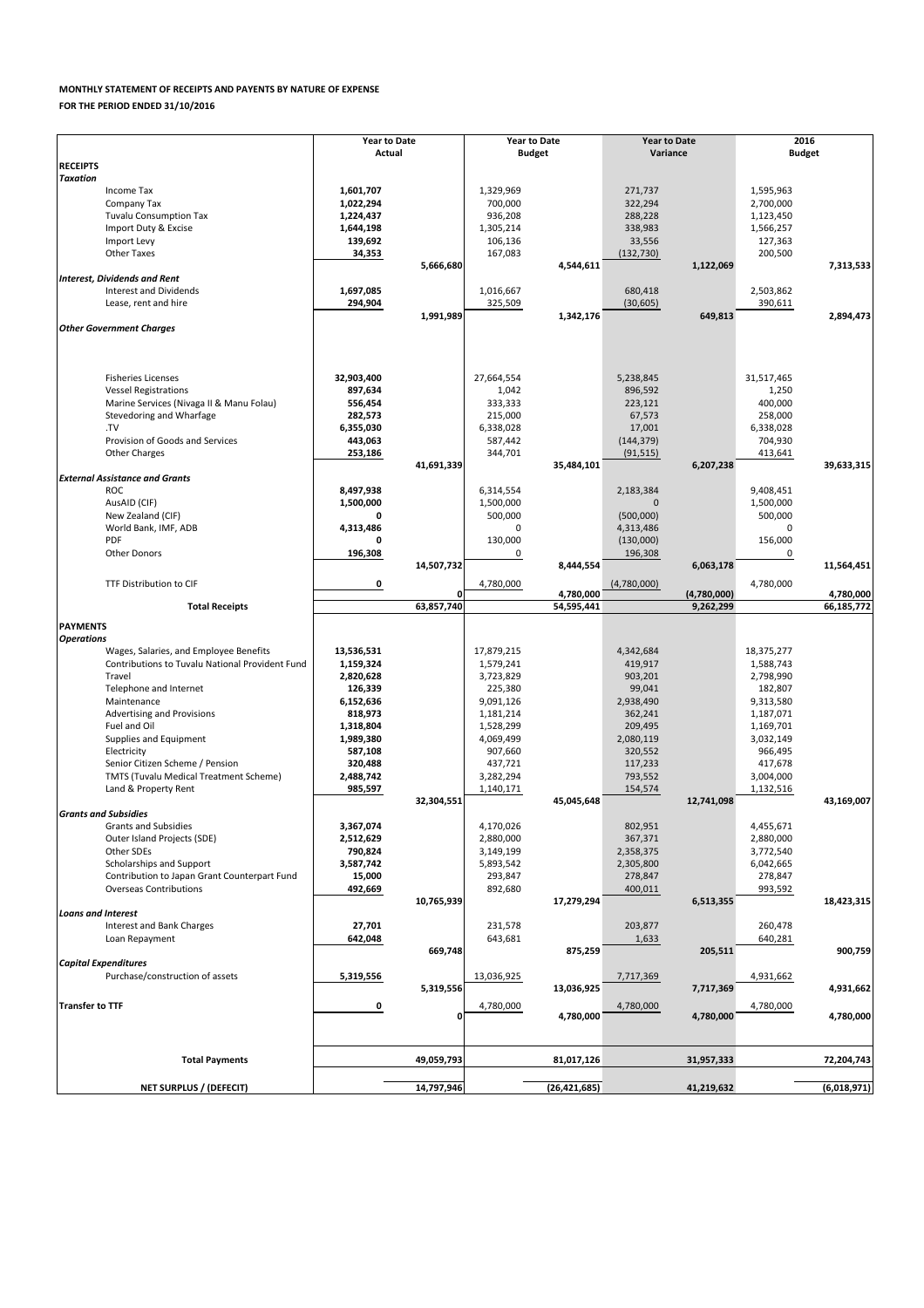**MONTHLY STATEMENT OF RECEIPTS AND PAYENTS BY NATURE OF EXPENSE**

**FOR THE PERIOD ENDED 31/10/2016**

| | Year to Date Actual | | Year to Date Budget | | Year to Date Variance | | 2016 Budget | |
|---|---|---|---|---|---|---|---|---|
| **RECEIPTS** | | | | | | | | |
| ***Taxation*** | | | | | | | | |
| Income Tax | **1,601,707** | | 1,329,969 | | 271,737 | | 1,595,963 | |
| Company Tax | **1,022,294** | | 700,000 | | 322,294 | | 2,700,000 | |
| Tuvalu Consumption Tax | **1,224,437** | | 936,208 | | 288,228 | | 1,123,450 | |
| Import Duty & Excise | **1,644,198** | | 1,305,214 | | 338,983 | | 1,566,257 | |
| Import Levy | **139,692** | | 106,136 | | 33,556 | | 127,363 | |
| Other Taxes | **34,353** | | 167,083 | | (132,730) | | 200,500 | |
| | | **5,666,680** | | **4,544,611** | | **1,122,069** | | **7,313,533** |
| ***Interest, Dividends and Rent*** | | | | | | | | |
| Interest and Dividends | **1,697,085** | | 1,016,667 | | 680,418 | | 2,503,862 | |
| Lease, rent and hire | **294,904** | | 325,509 | | (30,605) | | 390,611 | |
| | | **1,991,989** | | **1,342,176** | | **649,813** | | **2,894,473** |
| ***Other Government Charges*** | | | | | | | | |
| Fisheries Licenses | **32,903,400** | | 27,664,554 | | 5,238,845 | | 31,517,465 | |
| Vessel Registrations | **897,634** | | 1,042 | | 896,592 | | 1,250 | |
| Marine Services (Nivaga II & Manu Folau) | **556,454** | | 333,333 | | 223,121 | | 400,000 | |
| Stevedoring and Wharfage | **282,573** | | 215,000 | | 67,573 | | 258,000 | |
| .TV | **6,355,030** | | 6,338,028 | | 17,001 | | 6,338,028 | |
| Provision of Goods and Services | **443,063** | | 587,442 | | (144,379) | | 704,930 | |
| Other Charges | **253,186** | | 344,701 | | (91,515) | | 413,641 | |
| | | **41,691,339** | | **35,484,101** | | **6,207,238** | | **39,633,315** |
| ***External Assistance and Grants*** | | | | | | | | |
| ROC | **8,497,938** | | 6,314,554 | | 2,183,384 | | 9,408,451 | |
| AusAID (CIF) | **1,500,000** | | 1,500,000 | | 0 | | 1,500,000 | |
| New Zealand (CIF) | **0** | | 500,000 | | (500,000) | | 500,000 | |
| World Bank, IMF, ADB | **4,313,486** | | 0 | | 4,313,486 | | 0 | |
| PDF | **0** | | 130,000 | | (130,000) | | 156,000 | |
| Other Donors | **196,308** | | 0 | | 196,308 | | 0 | |
| | | **14,507,732** | | **8,444,554** | | **6,063,178** | | **11,564,451** |
| TTF Distribution to CIF | **0** | | 4,780,000 | | (4,780,000) | | 4,780,000 | |
| | | **0** | | **4,780,000** | | **(4,780,000)** | | **4,780,000** |
| **Total Receipts** | | **63,857,740** | | **54,595,441** | | **9,262,299** | | **66,185,772** |
| **PAYMENTS** | | | | | | | | |
| ***Operations*** | | | | | | | | |
| Wages, Salaries, and Employee Benefits | **13,536,531** | | 17,879,215 | | 4,342,684 | | 18,375,277 | |
| Contributions to Tuvalu National Provident Fund | **1,159,324** | | 1,579,241 | | 419,917 | | 1,588,743 | |
| Travel | **2,820,628** | | 3,723,829 | | 903,201 | | 2,798,990 | |
| Telephone and Internet | **126,339** | | 225,380 | | 99,041 | | 182,807 | |
| Maintenance | **6,152,636** | | 9,091,126 | | 2,938,490 | | 9,313,580 | |
| Advertising and Provisions | **818,973** | | 1,181,214 | | 362,241 | | 1,187,071 | |
| Fuel and Oil | **1,318,804** | | 1,528,299 | | 209,495 | | 1,169,701 | |
| Supplies and Equipment | **1,989,380** | | 4,069,499 | | 2,080,119 | | 3,032,149 | |
| Electricity | **587,108** | | 907,660 | | 320,552 | | 966,495 | |
| Senior Citizen Scheme / Pension | **320,488** | | 437,721 | | 117,233 | | 417,678 | |
| TMTS (Tuvalu Medical Treatment Scheme) | **2,488,742** | | 3,282,294 | | 793,552 | | 3,004,000 | |
| Land & Property Rent | **985,597** | | 1,140,171 | | 154,574 | | 1,132,516 | |
| | | **32,304,551** | | **45,045,648** | | **12,741,098** | | **43,169,007** |
| ***Grants and Subsidies*** | | | | | | | | |
| Grants and Subsidies | **3,367,074** | | 4,170,026 | | 802,951 | | 4,455,671 | |
| Outer Island Projects (SDE) | **2,512,629** | | 2,880,000 | | 367,371 | | 2,880,000 | |
| Other SDEs | **790,824** | | 3,149,199 | | 2,358,375 | | 3,772,540 | |
| Scholarships and Support | **3,587,742** | | 5,893,542 | | 2,305,800 | | 6,042,665 | |
| Contribution to Japan Grant Counterpart Fund | **15,000** | | 293,847 | | 278,847 | | 278,847 | |
| Overseas Contributions | **492,669** | | 892,680 | | 400,011 | | 993,592 | |
| | | **10,765,939** | | **17,279,294** | | **6,513,355** | | **18,423,315** |
| ***Loans and Interest*** | | | | | | | | |
| Interest and Bank Charges | **27,701** | | 231,578 | | 203,877 | | 260,478 | |
| Loan Repayment | **642,048** | | 643,681 | | 1,633 | | 640,281 | |
| | | **669,748** | | **875,259** | | **205,511** | | **900,759** |
| ***Capital Expenditures*** | | | | | | | | |
| Purchase/construction of assets | **5,319,556** | | 13,036,925 | | 7,717,369 | | 4,931,662 | |
| | | **5,319,556** | | **13,036,925** | | **7,717,369** | | **4,931,662** |
| **Transfer to TTF** | **0** | | 4,780,000 | | 4,780,000 | | 4,780,000 | |
| | | **0** | | **4,780,000** | | **4,780,000** | | **4,780,000** |
| **Total Payments** | | **49,059,793** | | **81,017,126** | | **31,957,333** | | **72,204,743** |
| **NET SURPLUS / (DEFECIT)** | | **14,797,946** | | **(26,421,685)** | | **41,219,632** | | **(6,018,971)** |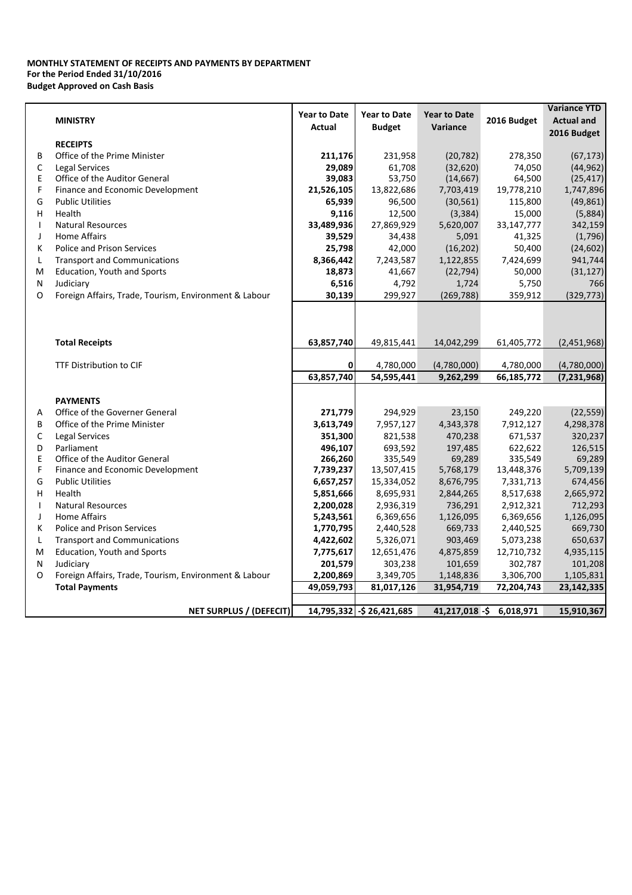**MONTHLY STATEMENT OF RECEIPTS AND PAYMENTS BY DEPARTMENT**
**For the Period Ended 31/10/2016**
**Budget Approved on Cash Basis**

| | MINISTRY | Year to Date Actual | Year to Date Budget | Year to Date Variance | 2016 Budget | Variance YTD Actual and 2016 Budget |
|---|---|---|---|---|---|---|
| | **RECEIPTS** | | | | | |
| B | Office of the Prime Minister | **211,176** | 231,958 | (20,782) | 278,350 | (67,173) |
| C | Legal Services | **29,089** | 61,708 | (32,620) | 74,050 | (44,962) |
| E | Office of the Auditor General | **39,083** | 53,750 | (14,667) | 64,500 | (25,417) |
| F | Finance and Economic Development | **21,526,105** | 13,822,686 | 7,703,419 | 19,778,210 | 1,747,896 |
| G | Public Utilities | **65,939** | 96,500 | (30,561) | 115,800 | (49,861) |
| H | Health | **9,116** | 12,500 | (3,384) | 15,000 | (5,884) |
| I | Natural Resources | **33,489,936** | 27,869,929 | 5,620,007 | 33,147,777 | 342,159 |
| J | Home Affairs | **39,529** | 34,438 | 5,091 | 41,325 | (1,796) |
| K | Police and Prison Services | **25,798** | 42,000 | (16,202) | 50,400 | (24,602) |
| L | Transport and Communications | **8,366,442** | 7,243,587 | 1,122,855 | 7,424,699 | 941,744 |
| M | Education, Youth and Sports | **18,873** | 41,667 | (22,794) | 50,000 | (31,127) |
| N | Judiciary | **6,516** | 4,792 | 1,724 | 5,750 | 766 |
| O | Foreign Affairs, Trade, Tourism, Environment & Labour | **30,139** | 299,927 | (269,788) | 359,912 | (329,773) |
| | **Total Receipts** | **63,857,740** | 49,815,441 | 14,042,299 | 61,405,772 | (2,451,968) |
| | TTF Distribution to CIF | **0** | 4,780,000 | (4,780,000) | 4,780,000 | (4,780,000) |
| | | **63,857,740** | **54,595,441** | **9,262,299** | **66,185,772** | **(7,231,968)** |
| | **PAYMENTS** | | | | | |
| A | Office of the Governer General | **271,779** | 294,929 | 23,150 | 249,220 | (22,559) |
| B | Office of the Prime Minister | **3,613,749** | 7,957,127 | 4,343,378 | 7,912,127 | 4,298,378 |
| C | Legal Services | **351,300** | 821,538 | 470,238 | 671,537 | 320,237 |
| D | Parliament | **496,107** | 693,592 | 197,485 | 622,622 | 126,515 |
| E | Office of the Auditor General | **266,260** | 335,549 | 69,289 | 335,549 | 69,289 |
| F | Finance and Economic Development | **7,739,237** | 13,507,415 | 5,768,179 | 13,448,376 | 5,709,139 |
| G | Public Utilities | **6,657,257** | 15,334,052 | 8,676,795 | 7,331,713 | 674,456 |
| H | Health | **5,851,666** | 8,695,931 | 2,844,265 | 8,517,638 | 2,665,972 |
| I | Natural Resources | **2,200,028** | 2,936,319 | 736,291 | 2,912,321 | 712,293 |
| J | Home Affairs | **5,243,561** | 6,369,656 | 1,126,095 | 6,369,656 | 1,126,095 |
| K | Police and Prison Services | **1,770,795** | 2,440,528 | 669,733 | 2,440,525 | 669,730 |
| L | Transport and Communications | **4,422,602** | 5,326,071 | 903,469 | 5,073,238 | 650,637 |
| M | Education, Youth and Sports | **7,775,617** | 12,651,476 | 4,875,859 | 12,710,732 | 4,935,115 |
| N | Judiciary | **201,579** | 303,238 | 101,659 | 302,787 | 101,208 |
| O | Foreign Affairs, Trade, Tourism, Environment & Labour | **2,200,869** | 3,349,705 | 1,148,836 | 3,306,700 | 1,105,831 |
| | **Total Payments** | **49,059,793** | **81,017,126** | **31,954,719** | **72,204,743** | **23,142,335** |
| | **NET SURPLUS / (DEFECIT)** | **14,795,332** | **-$ 26,421,685** | **41,217,018** | **-$ 6,018,971** | **15,910,367** |